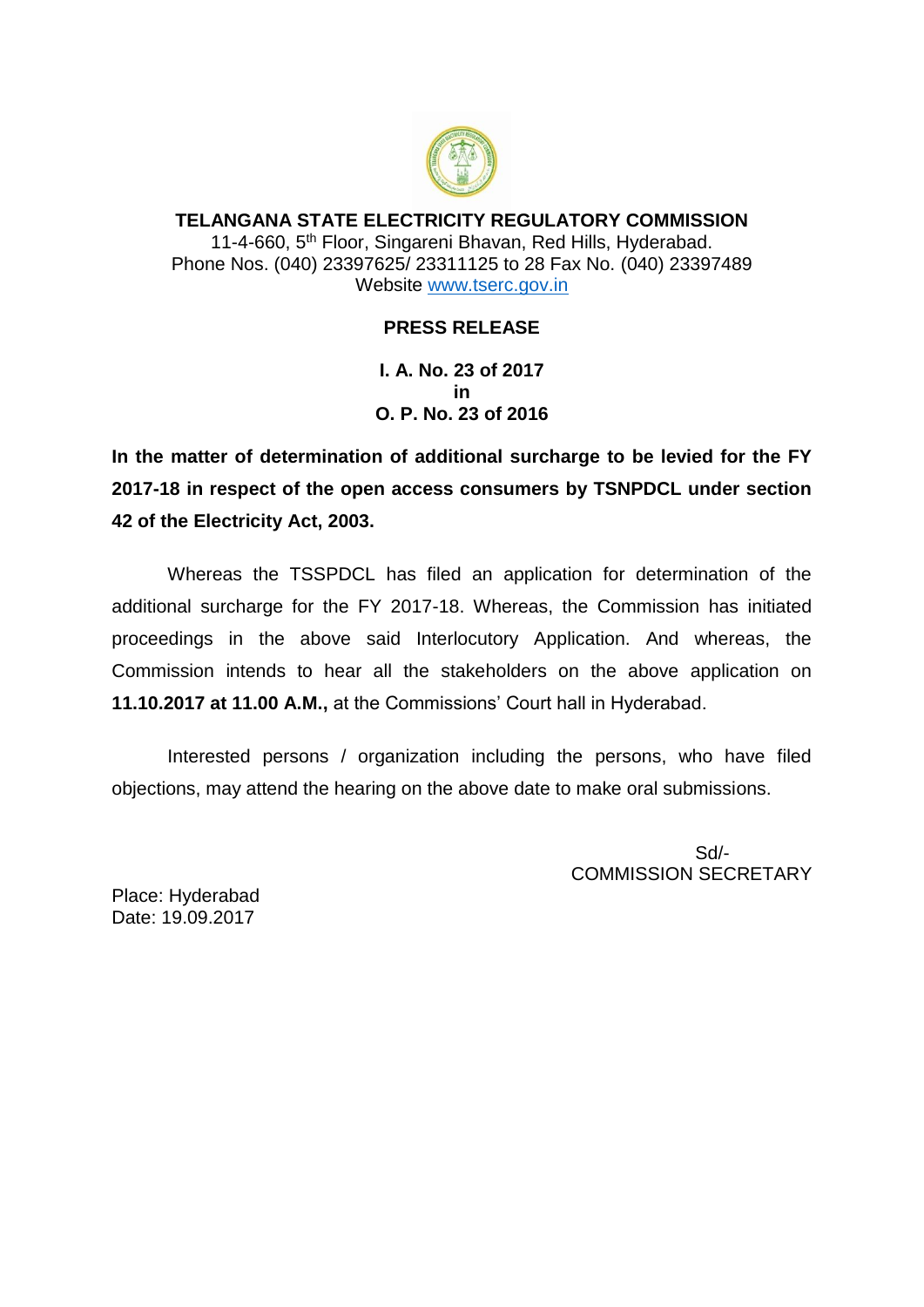# TELANGANA STATE ELECTRICITY REGULATORY COMMISSION

11-4-660, 5th Floor, Singareni Bhavan, Red Hills, Hyderabad.
Phone Nos. (040) 23397625/ 23311125 to 28 Fax No. (040) 23397489
Website www.tserc.gov.in

## PRESS RELEASE

**I. A. No. 23 of 2017**
**in**
**O. P. No. 23 of 2016**

**In the matter of determination of additional surcharge to be levied for the FY 2017-18 in respect of the open access consumers by TSNPDCL under section 42 of the Electricity Act, 2003.**

Whereas the TSSPDCL has filed an application for determination of the additional surcharge for the FY 2017-18. Whereas, the Commission has initiated proceedings in the above said Interlocutory Application. And whereas, the Commission intends to hear all the stakeholders on the above application on **11.10.2017 at 11.00 A.M.,** at the Commissions' Court hall in Hyderabad.

Interested persons / organization including the persons, who have filed objections, may attend the hearing on the above date to make oral submissions.

Sd/-
COMMISSION SECRETARY

Place: Hyderabad
Date: 19.09.2017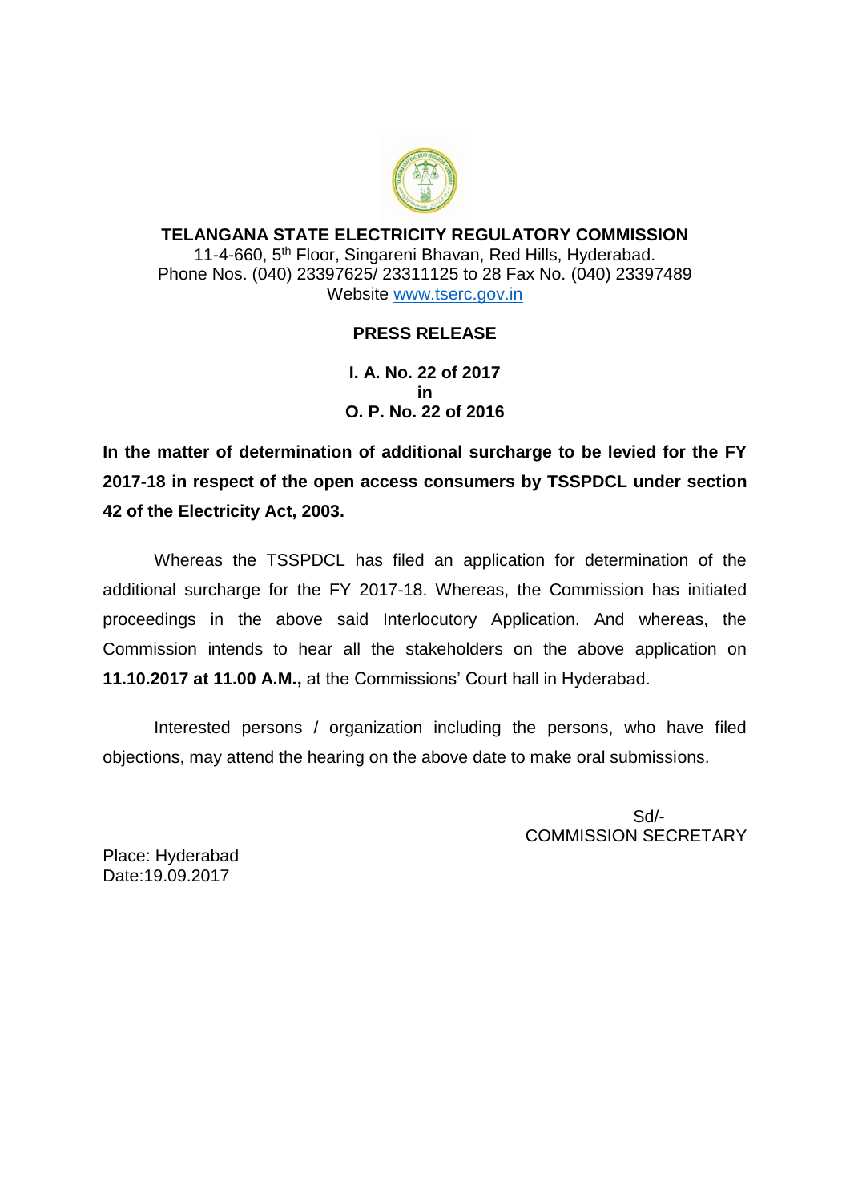# TELANGANA STATE ELECTRICITY REGULATORY COMMISSION

11-4-660, 5th Floor, Singareni Bhavan, Red Hills, Hyderabad.
Phone Nos. (040) 23397625/ 23311125 to 28 Fax No. (040) 23397489
Website www.tserc.gov.in

## PRESS RELEASE

**I. A. No. 22 of 2017**
**in**
**O. P. No. 22 of 2016**

**In the matter of determination of additional surcharge to be levied for the FY 2017-18 in respect of the open access consumers by TSSPDCL under section 42 of the Electricity Act, 2003.**

Whereas the TSSPDCL has filed an application for determination of the additional surcharge for the FY 2017-18. Whereas, the Commission has initiated proceedings in the above said Interlocutory Application. And whereas, the Commission intends to hear all the stakeholders on the above application on **11.10.2017 at 11.00 A.M.,** at the Commissions' Court hall in Hyderabad.

Interested persons / organization including the persons, who have filed objections, may attend the hearing on the above date to make oral submissions.

Sd/-
COMMISSION SECRETARY

Place: Hyderabad
Date:19.09.2017